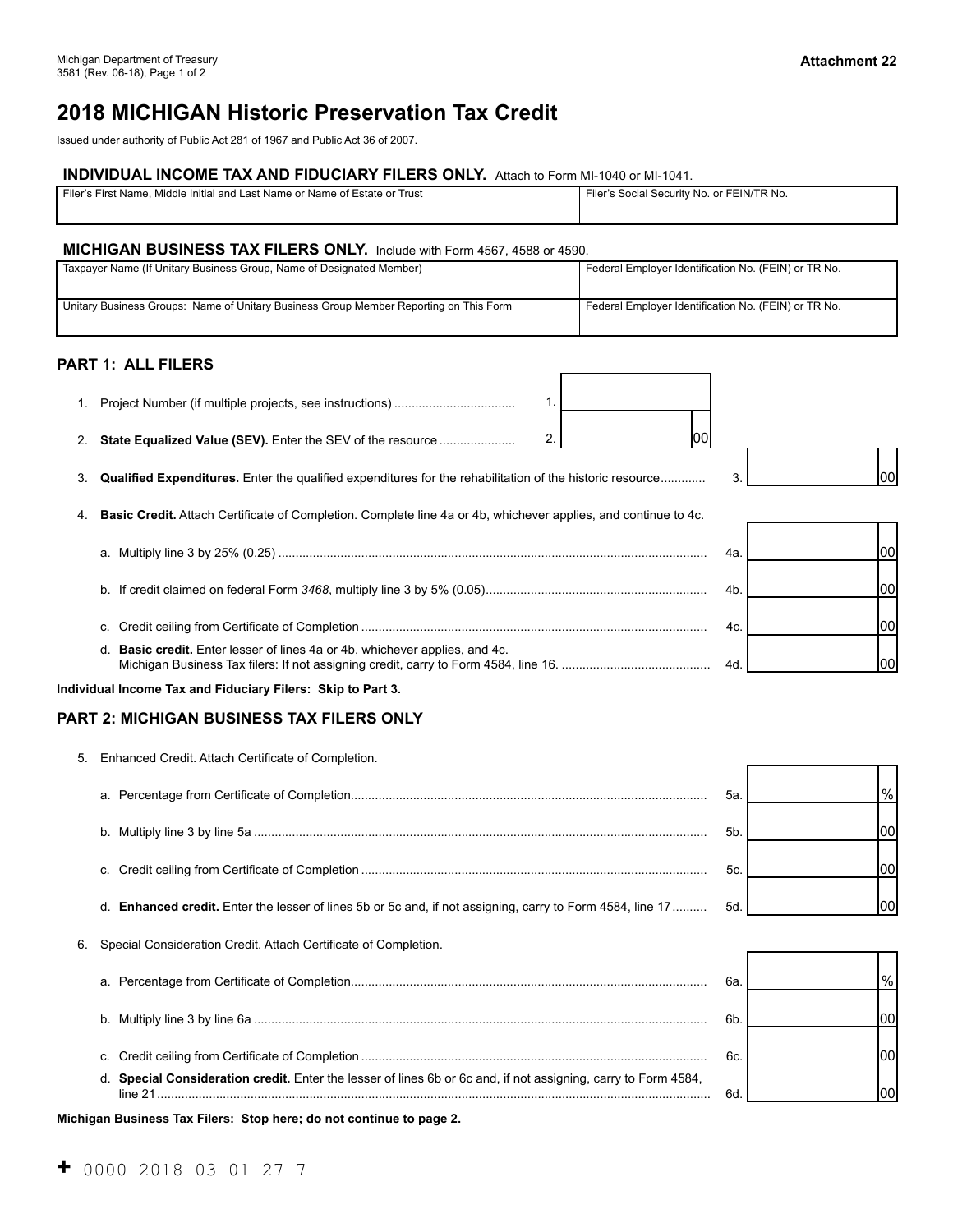Michigan Department of Treasury
3581 (Rev. 06-18), Page 1 of 2

**Attachment 22**

# 2018 MICHIGAN Historic Preservation Tax Credit

Issued under authority of Public Act 281 of 1967 and Public Act 36 of 2007.

### INDIVIDUAL INCOME TAX AND FIDUCIARY FILERS ONLY. Attach to Form MI-1040 or MI-1041.

| Filer's First Name, Middle Initial and Last Name or Name of Estate or Trust | Filer's Social Security No. or FEIN/TR No. |
|---|---|
| | |

### MICHIGAN BUSINESS TAX FILERS ONLY. Include with Form 4567, 4588 or 4590.

| Taxpayer Name (If Unitary Business Group, Name of Designated Member) | Federal Employer Identification No. (FEIN) or TR No. |
|---|---|
| Unitary Business Groups: Name of Unitary Business Group Member Reporting on This Form | Federal Employer Identification No. (FEIN) or TR No. |

## PART 1: ALL FILERS

1. Project Number (if multiple projects, see instructions) .................................. 1. ____
2. **State Equalized Value (SEV).** Enter the SEV of the resource ...................... 2. ____ 00
3. **Qualified Expenditures.** Enter the qualified expenditures for the rehabilitation of the historic resource............ 3. ____ 00
4. **Basic Credit.** Attach Certificate of Completion. Complete line 4a or 4b, whichever applies, and continue to 4c.
   - a. Multiply line 3 by 25% (0.25) .......... 4a. ____ 00
   - b. If credit claimed on federal Form *3468*, multiply line 3 by 5% (0.05).......... 4b. ____ 00
   - c. Credit ceiling from Certificate of Completion .......... 4c. ____ 00
   - d. **Basic credit.** Enter lesser of lines 4a or 4b, whichever applies, and 4c. Michigan Business Tax filers: If not assigning credit, carry to Form 4584, line 16. .......... 4d. ____ 00

**Individual Income Tax and Fiduciary Filers: Skip to Part 3.**

## PART 2: MICHIGAN BUSINESS TAX FILERS ONLY

5. Enhanced Credit. Attach Certificate of Completion.
   - a. Percentage from Certificate of Completion.......... 5a. ____ %
   - b. Multiply line 3 by line 5a .......... 5b. ____ 00
   - c. Credit ceiling from Certificate of Completion .......... 5c. ____ 00
   - d. **Enhanced credit.** Enter the lesser of lines 5b or 5c and, if not assigning, carry to Form 4584, line 17.......... 5d. ____ 00
6. Special Consideration Credit. Attach Certificate of Completion.
   - a. Percentage from Certificate of Completion.......... 6a. ____ %
   - b. Multiply line 3 by line 6a .......... 6b. ____ 00
   - c. Credit ceiling from Certificate of Completion .......... 6c. ____ 00
   - d. **Special Consideration credit.** Enter the lesser of lines 6b or 6c and, if not assigning, carry to Form 4584, line 21 .......... 6d. ____ 00

**Michigan Business Tax Filers: Stop here; do not continue to page 2.**

+ 0000 2018 03 01 27 7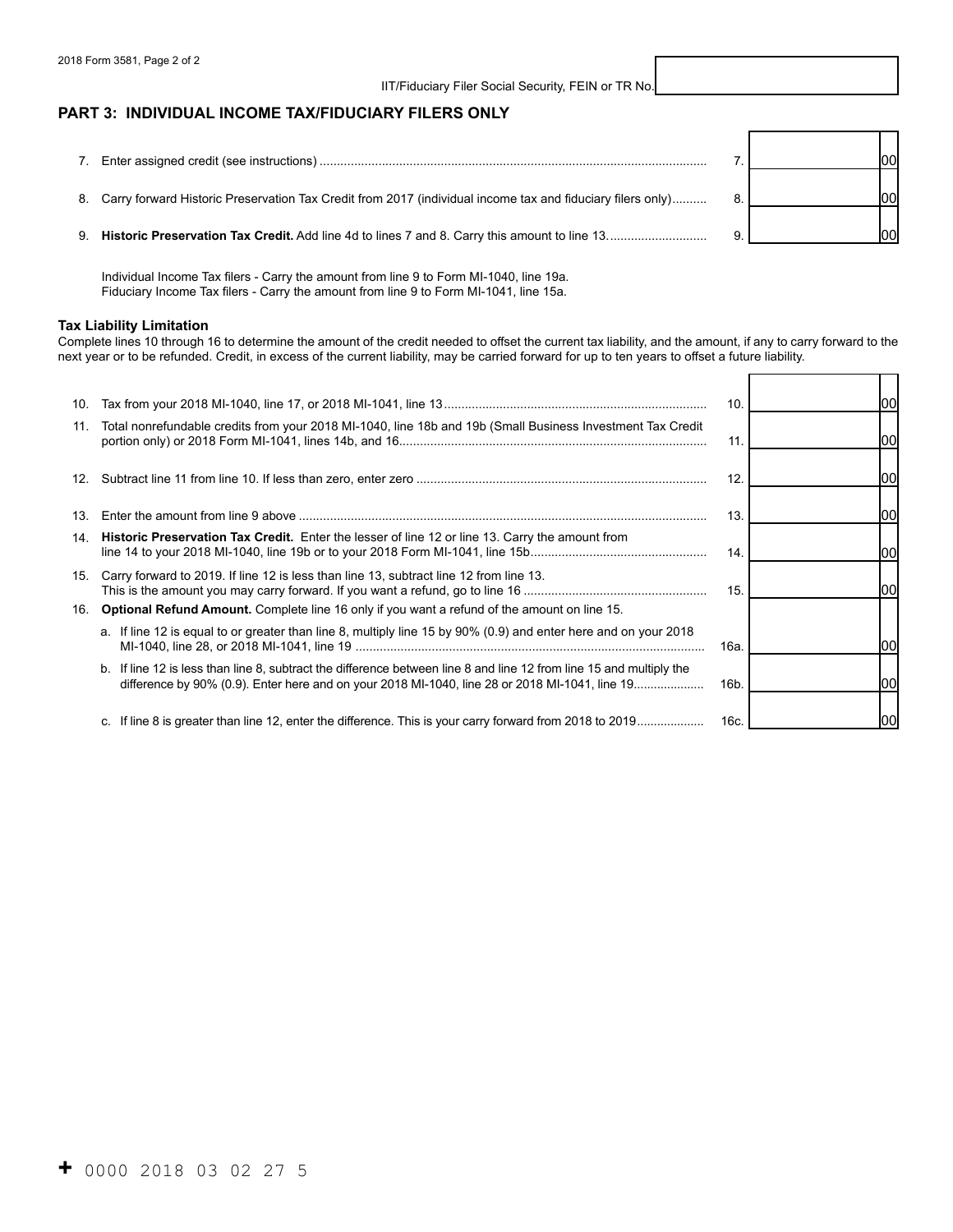IIT/Fiduciary Filer Social Security, FEIN or TR No.

## PART 3: INDIVIDUAL INCOME TAX/FIDUCIARY FILERS ONLY

| | | | |
|---|---|---|---|
| 7. | Enter assigned credit (see instructions) | 7. | 00 |
| 8. | Carry forward Historic Preservation Tax Credit from 2017 (individual income tax and fiduciary filers only) | 8. | 00 |
| 9. | **Historic Preservation Tax Credit.** Add line 4d to lines 7 and 8. Carry this amount to line 13. | 9. | 00 |

Individual Income Tax filers - Carry the amount from line 9 to Form MI-1040, line 19a.
Fiduciary Income Tax filers - Carry the amount from line 9 to Form MI-1041, line 15a.

### Tax Liability Limitation

Complete lines 10 through 16 to determine the amount of the credit needed to offset the current tax liability, and the amount, if any to carry forward to the next year or to be refunded. Credit, in excess of the current liability, may be carried forward for up to ten years to offset a future liability.

| | | | |
|---|---|---|---|
| 10. | Tax from your 2018 MI-1040, line 17, or 2018 MI-1041, line 13 | 10. | 00 |
| 11. | Total nonrefundable credits from your 2018 MI-1040, line 18b and 19b (Small Business Investment Tax Credit portion only) or 2018 Form MI-1041, lines 14b, and 16 | 11. | 00 |
| 12. | Subtract line 11 from line 10. If less than zero, enter zero | 12. | 00 |
| 13. | Enter the amount from line 9 above | 13. | 00 |
| 14. | **Historic Preservation Tax Credit.** Enter the lesser of line 12 or line 13. Carry the amount from line 14 to your 2018 MI-1040, line 19b or to your 2018 Form MI-1041, line 15b | 14. | 00 |
| 15. | Carry forward to 2019. If line 12 is less than line 13, subtract line 12 from line 13. This is the amount you may carry forward. If you want a refund, go to line 16 | 15. | 00 |
| 16. | **Optional Refund Amount.** Complete line 16 only if you want a refund of the amount on line 15. | | |
| | a. If line 12 is equal to or greater than line 8, multiply line 15 by 90% (0.9) and enter here and on your 2018 MI-1040, line 28, or 2018 MI-1041, line 19 | 16a. | 00 |
| | b. If line 12 is less than line 8, subtract the difference between line 8 and line 12 from line 15 and multiply the difference by 90% (0.9). Enter here and on your 2018 MI-1040, line 28 or 2018 MI-1041, line 19 | 16b. | 00 |
| | c. If line 8 is greater than line 12, enter the difference. This is your carry forward from 2018 to 2019 | 16c. | 00 |

+ 0000 2018 03 02 27 5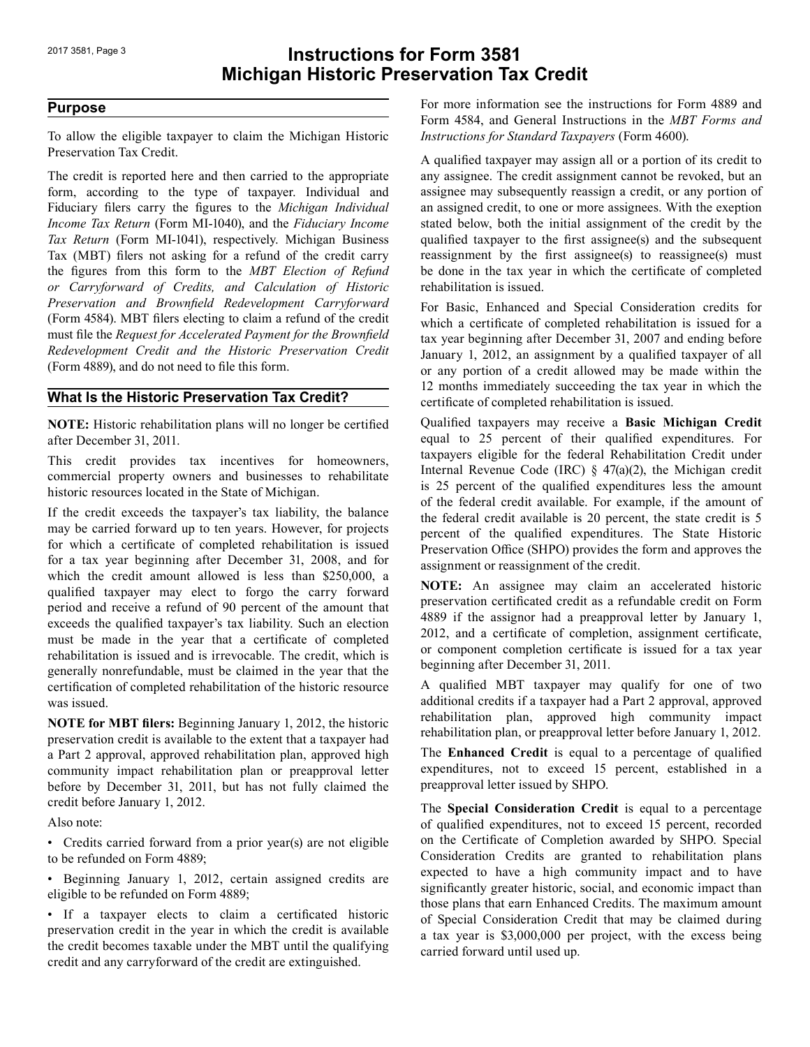# Instructions for Form 3581
# Michigan Historic Preservation Tax Credit

## Purpose

To allow the eligible taxpayer to claim the Michigan Historic Preservation Tax Credit.

The credit is reported here and then carried to the appropriate form, according to the type of taxpayer. Individual and Fiduciary filers carry the figures to the *Michigan Individual Income Tax Return* (Form MI-1040), and the *Fiduciary Income Tax Return* (Form MI-1041), respectively. Michigan Business Tax (MBT) filers not asking for a refund of the credit carry the figures from this form to the *MBT Election of Refund or Carryforward of Credits, and Calculation of Historic Preservation and Brownfield Redevelopment Carryforward* (Form 4584). MBT filers electing to claim a refund of the credit must file the *Request for Accelerated Payment for the Brownfield Redevelopment Credit and the Historic Preservation Credit* (Form 4889), and do not need to file this form.

## What Is the Historic Preservation Tax Credit?

**NOTE:** Historic rehabilitation plans will no longer be certified after December 31, 2011.

This credit provides tax incentives for homeowners, commercial property owners and businesses to rehabilitate historic resources located in the State of Michigan.

If the credit exceeds the taxpayer's tax liability, the balance may be carried forward up to ten years. However, for projects for which a certificate of completed rehabilitation is issued for a tax year beginning after December 31, 2008, and for which the credit amount allowed is less than $250,000, a qualified taxpayer may elect to forgo the carry forward period and receive a refund of 90 percent of the amount that exceeds the qualified taxpayer's tax liability. Such an election must be made in the year that a certificate of completed rehabilitation is issued and is irrevocable. The credit, which is generally nonrefundable, must be claimed in the year that the certification of completed rehabilitation of the historic resource was issued.

**NOTE for MBT filers:** Beginning January 1, 2012, the historic preservation credit is available to the extent that a taxpayer had a Part 2 approval, approved rehabilitation plan, approved high community impact rehabilitation plan or preapproval letter before by December 31, 2011, but has not fully claimed the credit before January 1, 2012.

Also note:

- Credits carried forward from a prior year(s) are not eligible to be refunded on Form 4889;
- Beginning January 1, 2012, certain assigned credits are eligible to be refunded on Form 4889;
- If a taxpayer elects to claim a certificated historic preservation credit in the year in which the credit is available the credit becomes taxable under the MBT until the qualifying credit and any carryforward of the credit are extinguished.

For more information see the instructions for Form 4889 and Form 4584, and General Instructions in the *MBT Forms and Instructions for Standard Taxpayers* (Form 4600).

A qualified taxpayer may assign all or a portion of its credit to any assignee. The credit assignment cannot be revoked, but an assignee may subsequently reassign a credit, or any portion of an assigned credit, to one or more assignees. With the exeption stated below, both the initial assignment of the credit by the qualified taxpayer to the first assignee(s) and the subsequent reassignment by the first assignee(s) to reassignee(s) must be done in the tax year in which the certificate of completed rehabilitation is issued.

For Basic, Enhanced and Special Consideration credits for which a certificate of completed rehabilitation is issued for a tax year beginning after December 31, 2007 and ending before January 1, 2012, an assignment by a qualified taxpayer of all or any portion of a credit allowed may be made within the 12 months immediately succeeding the tax year in which the certificate of completed rehabilitation is issued.

Qualified taxpayers may receive a **Basic Michigan Credit** equal to 25 percent of their qualified expenditures. For taxpayers eligible for the federal Rehabilitation Credit under Internal Revenue Code (IRC) § 47(a)(2), the Michigan credit is 25 percent of the qualified expenditures less the amount of the federal credit available. For example, if the amount of the federal credit available is 20 percent, the state credit is 5 percent of the qualified expenditures. The State Historic Preservation Office (SHPO) provides the form and approves the assignment or reassignment of the credit.

**NOTE:** An assignee may claim an accelerated historic preservation certificated credit as a refundable credit on Form 4889 if the assignor had a preapproval letter by January 1, 2012, and a certificate of completion, assignment certificate, or component completion certificate is issued for a tax year beginning after December 31, 2011.

A qualified MBT taxpayer may qualify for one of two additional credits if a taxpayer had a Part 2 approval, approved rehabilitation plan, approved high community impact rehabilitation plan, or preapproval letter before January 1, 2012.

The **Enhanced Credit** is equal to a percentage of qualified expenditures, not to exceed 15 percent, established in a preapproval letter issued by SHPO.

The **Special Consideration Credit** is equal to a percentage of qualified expenditures, not to exceed 15 percent, recorded on the Certificate of Completion awarded by SHPO. Special Consideration Credits are granted to rehabilitation plans expected to have a high community impact and to have significantly greater historic, social, and economic impact than those plans that earn Enhanced Credits. The maximum amount of Special Consideration Credit that may be claimed during a tax year is $3,000,000 per project, with the excess being carried forward until used up.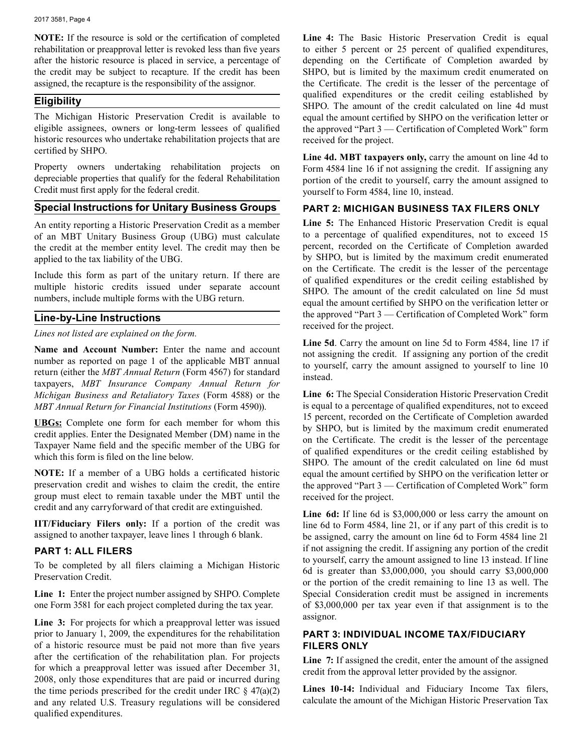**NOTE:** If the resource is sold or the certification of completed rehabilitation or preapproval letter is revoked less than five years after the historic resource is placed in service, a percentage of the credit may be subject to recapture. If the credit has been assigned, the recapture is the responsibility of the assignor.

## Eligibility

The Michigan Historic Preservation Credit is available to eligible assignees, owners or long-term lessees of qualified historic resources who undertake rehabilitation projects that are certified by SHPO.

Property owners undertaking rehabilitation projects on depreciable properties that qualify for the federal Rehabilitation Credit must first apply for the federal credit.

## Special Instructions for Unitary Business Groups

An entity reporting a Historic Preservation Credit as a member of an MBT Unitary Business Group (UBG) must calculate the credit at the member entity level. The credit may then be applied to the tax liability of the UBG.

Include this form as part of the unitary return. If there are multiple historic credits issued under separate account numbers, include multiple forms with the UBG return.

## Line-by-Line Instructions

*Lines not listed are explained on the form.*

**Name and Account Number:** Enter the name and account number as reported on page 1 of the applicable MBT annual return (either the *MBT Annual Return* (Form 4567) for standard taxpayers, *MBT Insurance Company Annual Return for Michigan Business and Retaliatory Taxes* (Form 4588) or the *MBT Annual Return for Financial Institutions* (Form 4590)).

**UBGs:** Complete one form for each member for whom this credit applies. Enter the Designated Member (DM) name in the Taxpayer Name field and the specific member of the UBG for which this form is filed on the line below.

**NOTE:** If a member of a UBG holds a certificated historic preservation credit and wishes to claim the credit, the entire group must elect to remain taxable under the MBT until the credit and any carryforward of that credit are extinguished.

**IIT/Fiduciary Filers only:** If a portion of the credit was assigned to another taxpayer, leave lines 1 through 6 blank.

### PART 1: ALL FILERS

To be completed by all filers claiming a Michigan Historic Preservation Credit.

**Line 1:** Enter the project number assigned by SHPO. Complete one Form 3581 for each project completed during the tax year.

**Line 3:** For projects for which a preapproval letter was issued prior to January 1, 2009, the expenditures for the rehabilitation of a historic resource must be paid not more than five years after the certification of the rehabilitation plan. For projects for which a preapproval letter was issued after December 31, 2008, only those expenditures that are paid or incurred during the time periods prescribed for the credit under IRC § 47(a)(2) and any related U.S. Treasury regulations will be considered qualified expenditures.

**Line 4:** The Basic Historic Preservation Credit is equal to either 5 percent or 25 percent of qualified expenditures, depending on the Certificate of Completion awarded by SHPO, but is limited by the maximum credit enumerated on the Certificate. The credit is the lesser of the percentage of qualified expenditures or the credit ceiling established by SHPO. The amount of the credit calculated on line 4d must equal the amount certified by SHPO on the verification letter or the approved "Part 3 — Certification of Completed Work" form received for the project.

**Line 4d. MBT taxpayers only,** carry the amount on line 4d to Form 4584 line 16 if not assigning the credit. If assigning any portion of the credit to yourself, carry the amount assigned to yourself to Form 4584, line 10, instead.

### PART 2: MICHIGAN BUSINESS TAX FILERS ONLY

**Line 5:** The Enhanced Historic Preservation Credit is equal to a percentage of qualified expenditures, not to exceed 15 percent, recorded on the Certificate of Completion awarded by SHPO, but is limited by the maximum credit enumerated on the Certificate. The credit is the lesser of the percentage of qualified expenditures or the credit ceiling established by SHPO. The amount of the credit calculated on line 5d must equal the amount certified by SHPO on the verification letter or the approved "Part 3 — Certification of Completed Work" form received for the project.

**Line 5d**. Carry the amount on line 5d to Form 4584, line 17 if not assigning the credit. If assigning any portion of the credit to yourself, carry the amount assigned to yourself to line 10 instead.

**Line 6:** The Special Consideration Historic Preservation Credit is equal to a percentage of qualified expenditures, not to exceed 15 percent, recorded on the Certificate of Completion awarded by SHPO, but is limited by the maximum credit enumerated on the Certificate. The credit is the lesser of the percentage of qualified expenditures or the credit ceiling established by SHPO. The amount of the credit calculated on line 6d must equal the amount certified by SHPO on the verification letter or the approved "Part 3 — Certification of Completed Work" form received for the project.

**Line 6d:** If line 6d is $3,000,000 or less carry the amount on line 6d to Form 4584, line 21, or if any part of this credit is to be assigned, carry the amount on line 6d to Form 4584 line 21 if not assigning the credit. If assigning any portion of the credit to yourself, carry the amount assigned to line 13 instead. If line 6d is greater than $3,000,000, you should carry $3,000,000 or the portion of the credit remaining to line 13 as well. The Special Consideration credit must be assigned in increments of $3,000,000 per tax year even if that assignment is to the assignor.

### PART 3: INDIVIDUAL INCOME TAX/FIDUCIARY FILERS ONLY

**Line 7:** If assigned the credit, enter the amount of the assigned credit from the approval letter provided by the assignor.

**Lines 10-14:** Individual and Fiduciary Income Tax filers, calculate the amount of the Michigan Historic Preservation Tax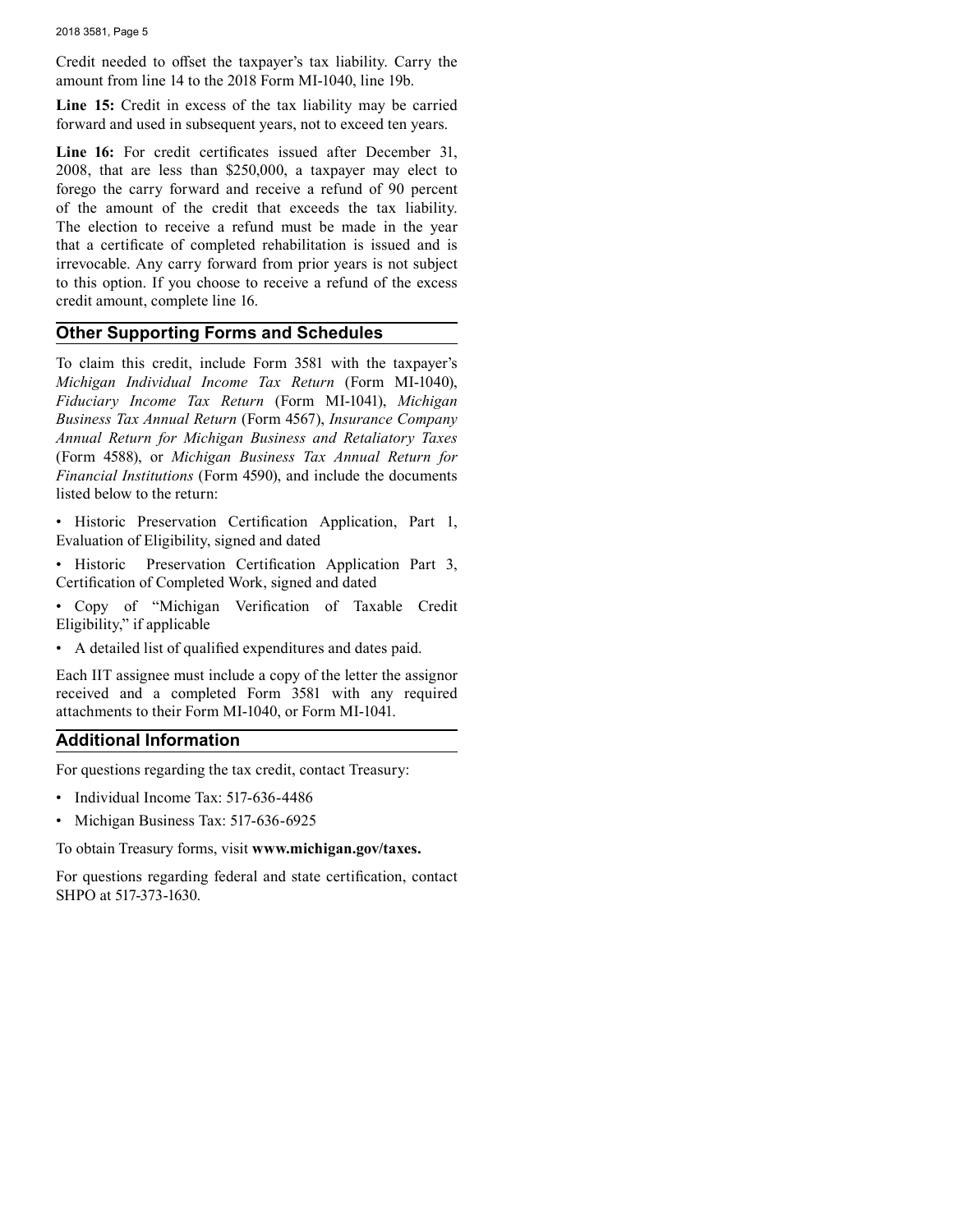Credit needed to offset the taxpayer's tax liability. Carry the amount from line 14 to the 2018 Form MI-1040, line 19b.

**Line 15:** Credit in excess of the tax liability may be carried forward and used in subsequent years, not to exceed ten years.

**Line 16:** For credit certificates issued after December 31, 2008, that are less than $250,000, a taxpayer may elect to forego the carry forward and receive a refund of 90 percent of the amount of the credit that exceeds the tax liability. The election to receive a refund must be made in the year that a certificate of completed rehabilitation is issued and is irrevocable. Any carry forward from prior years is not subject to this option. If you choose to receive a refund of the excess credit amount, complete line 16.

## Other Supporting Forms and Schedules

To claim this credit, include Form 3581 with the taxpayer's *Michigan Individual Income Tax Return* (Form MI-1040), *Fiduciary Income Tax Return* (Form MI-1041), *Michigan Business Tax Annual Return* (Form 4567), *Insurance Company Annual Return for Michigan Business and Retaliatory Taxes* (Form 4588), or *Michigan Business Tax Annual Return for Financial Institutions* (Form 4590), and include the documents listed below to the return:

- Historic Preservation Certification Application, Part 1, Evaluation of Eligibility, signed and dated
- Historic Preservation Certification Application Part 3, Certification of Completed Work, signed and dated
- Copy of "Michigan Verification of Taxable Credit Eligibility," if applicable
- A detailed list of qualified expenditures and dates paid.

Each IIT assignee must include a copy of the letter the assignor received and a completed Form 3581 with any required attachments to their Form MI-1040, or Form MI-1041.

## Additional Information

For questions regarding the tax credit, contact Treasury:

- Individual Income Tax: 517-636-4486
- Michigan Business Tax: 517-636-6925

To obtain Treasury forms, visit **www.michigan.gov/taxes.**

For questions regarding federal and state certification, contact SHPO at 517-373-1630.